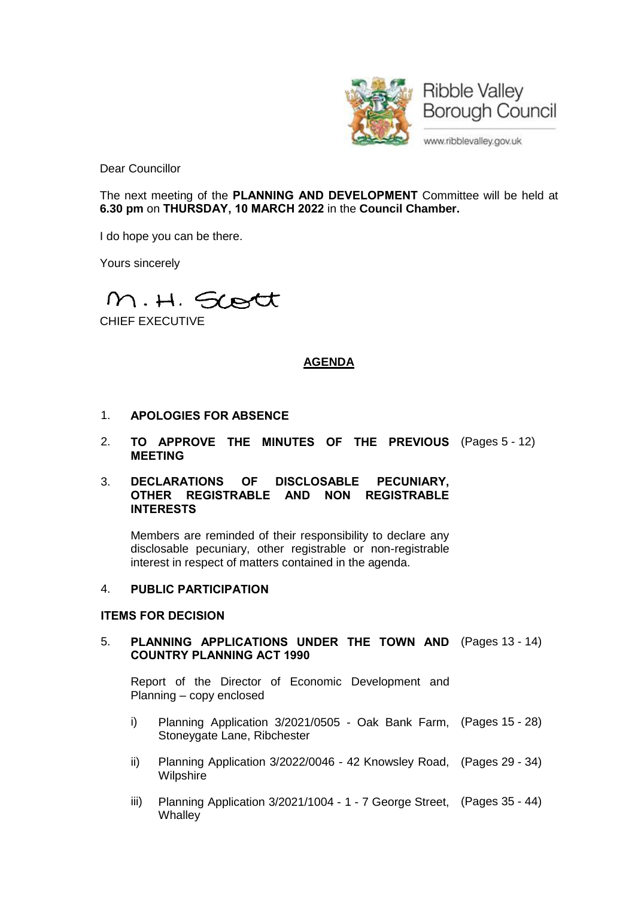Ribble Valley Borough Council

www.ribblevalley.gov.uk

Dear Councillor

The next meeting of the **PLANNING AND DEVELOPMENT** Committee will be held at **6.30 pm** on **THURSDAY, 10 MARCH 2022** in the **Council Chamber.**

I do hope you can be there.

Yours sincerely

M.H. Scott

CHIEF EXECUTIVE

## AGENDA

1. **APOLOGIES FOR ABSENCE**

2. **TO APPROVE THE MINUTES OF THE PREVIOUS MEETING** (Pages 5 - 12)

3. **DECLARATIONS OF DISCLOSABLE PECUNIARY, OTHER REGISTRABLE AND NON REGISTRABLE INTERESTS**

   Members are reminded of their responsibility to declare any disclosable pecuniary, other registrable or non-registrable interest in respect of matters contained in the agenda.

4. **PUBLIC PARTICIPATION**

**ITEMS FOR DECISION**

5. **PLANNING APPLICATIONS UNDER THE TOWN AND COUNTRY PLANNING ACT 1990** (Pages 13 - 14)

   Report of the Director of Economic Development and Planning – copy enclosed

   i) Planning Application 3/2021/0505 - Oak Bank Farm, Stoneygate Lane, Ribchester (Pages 15 - 28)

   ii) Planning Application 3/2022/0046 - 42 Knowsley Road, Wilpshire (Pages 29 - 34)

   iii) Planning Application 3/2021/1004 - 1 - 7 George Street, Whalley (Pages 35 - 44)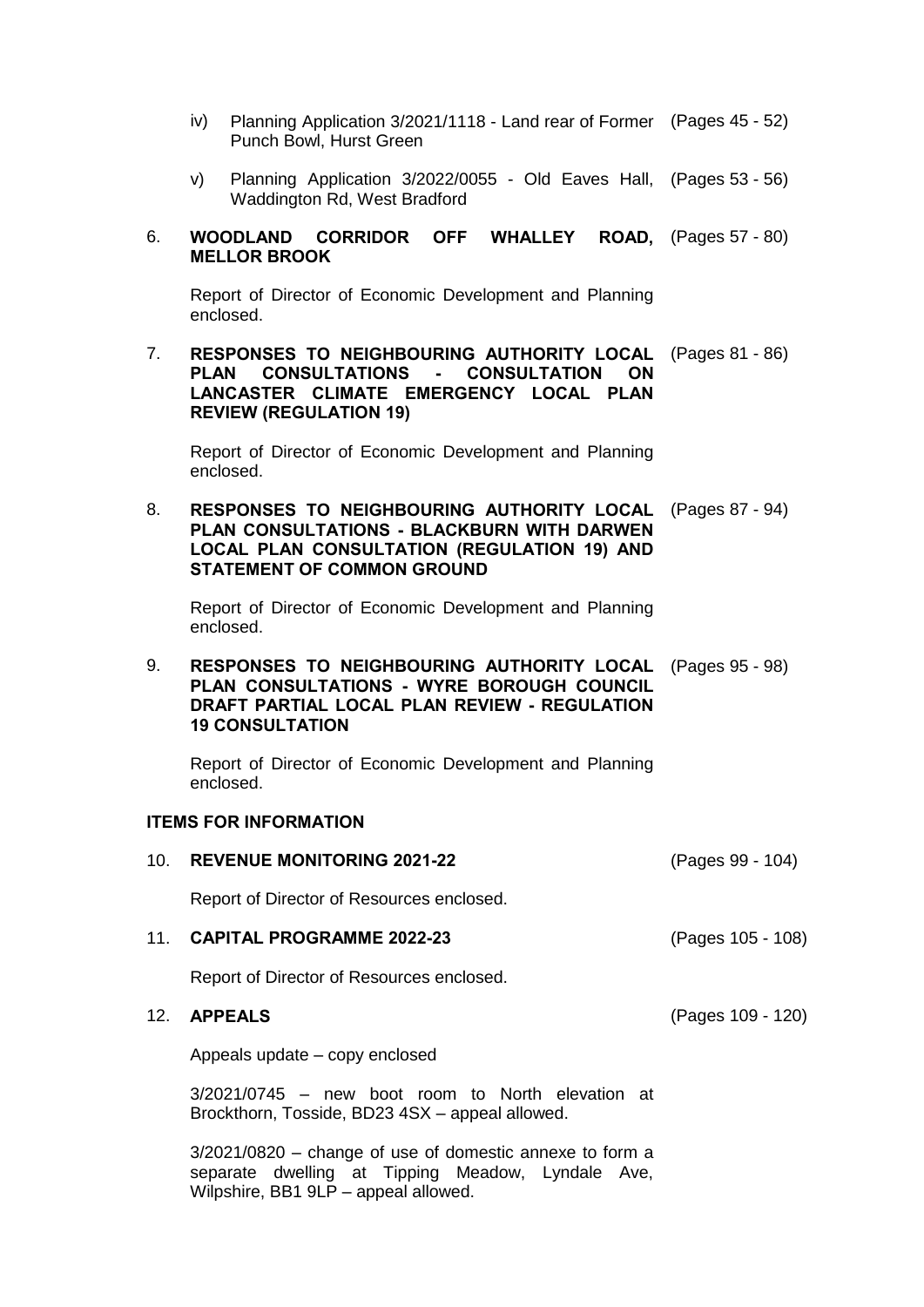iv) Planning Application 3/2021/1118 - Land rear of Former Punch Bowl, Hurst Green (Pages 45 - 52)

v) Planning Application 3/2022/0055 - Old Eaves Hall, Waddington Rd, West Bradford (Pages 53 - 56)

6. **WOODLAND CORRIDOR OFF WHALLEY ROAD, MELLOR BROOK** (Pages 57 - 80)

   Report of Director of Economic Development and Planning enclosed.

7. **RESPONSES TO NEIGHBOURING AUTHORITY LOCAL PLAN CONSULTATIONS - CONSULTATION ON LANCASTER CLIMATE EMERGENCY LOCAL PLAN REVIEW (REGULATION 19)** (Pages 81 - 86)

   Report of Director of Economic Development and Planning enclosed.

8. **RESPONSES TO NEIGHBOURING AUTHORITY LOCAL PLAN CONSULTATIONS - BLACKBURN WITH DARWEN LOCAL PLAN CONSULTATION (REGULATION 19) AND STATEMENT OF COMMON GROUND** (Pages 87 - 94)

   Report of Director of Economic Development and Planning enclosed.

9. **RESPONSES TO NEIGHBOURING AUTHORITY LOCAL PLAN CONSULTATIONS - WYRE BOROUGH COUNCIL DRAFT PARTIAL LOCAL PLAN REVIEW - REGULATION 19 CONSULTATION** (Pages 95 - 98)

   Report of Director of Economic Development and Planning enclosed.

**ITEMS FOR INFORMATION**

10. **REVENUE MONITORING 2021-22** (Pages 99 - 104)

    Report of Director of Resources enclosed.

11. **CAPITAL PROGRAMME 2022-23** (Pages 105 - 108)

    Report of Director of Resources enclosed.

12. **APPEALS** (Pages 109 - 120)

    Appeals update – copy enclosed

    3/2021/0745 – new boot room to North elevation at Brockthorn, Tosside, BD23 4SX – appeal allowed.

    3/2021/0820 – change of use of domestic annexe to form a separate dwelling at Tipping Meadow, Lyndale Ave, Wilpshire, BB1 9LP – appeal allowed.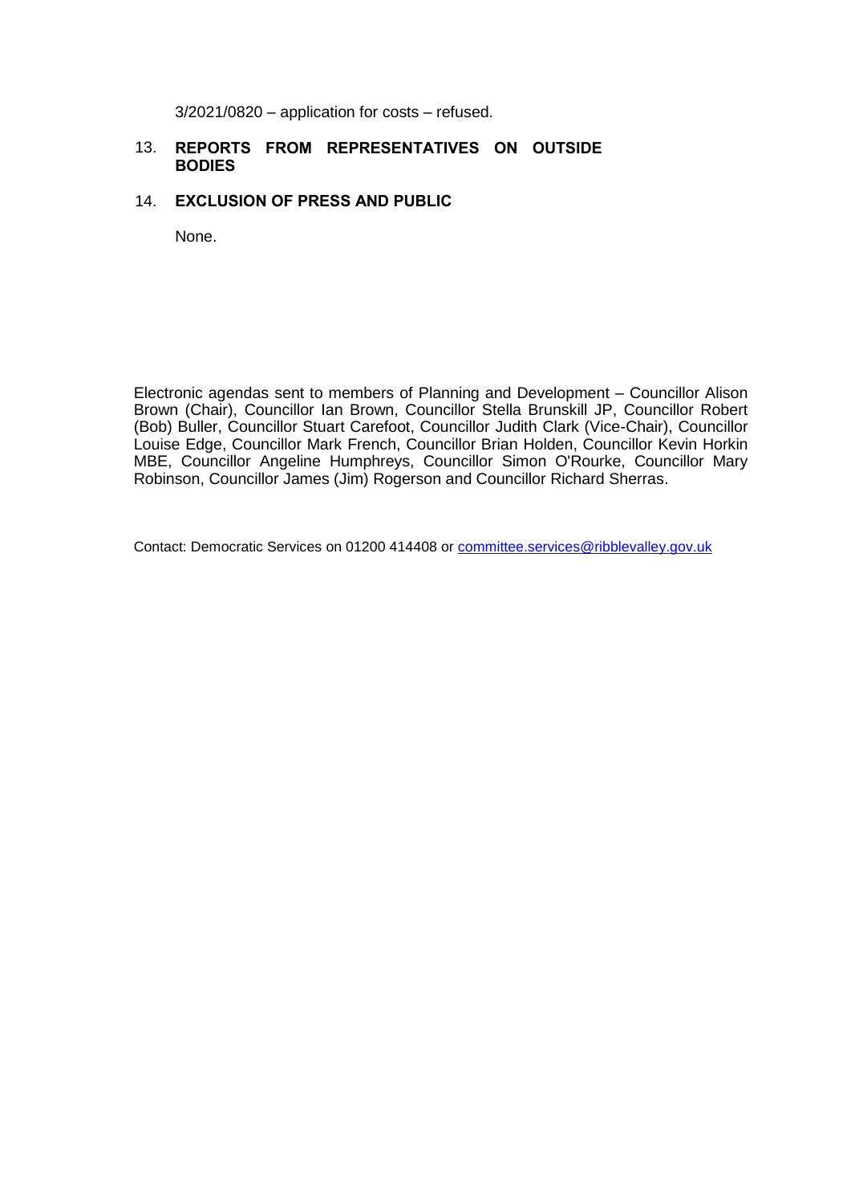3/2021/0820 – application for costs – refused.

13. **REPORTS FROM REPRESENTATIVES ON OUTSIDE BODIES**

14. **EXCLUSION OF PRESS AND PUBLIC**

None.

Electronic agendas sent to members of Planning and Development – Councillor Alison Brown (Chair), Councillor Ian Brown, Councillor Stella Brunskill JP, Councillor Robert (Bob) Buller, Councillor Stuart Carefoot, Councillor Judith Clark (Vice-Chair), Councillor Louise Edge, Councillor Mark French, Councillor Brian Holden, Councillor Kevin Horkin MBE, Councillor Angeline Humphreys, Councillor Simon O'Rourke, Councillor Mary Robinson, Councillor James (Jim) Rogerson and Councillor Richard Sherras.

Contact: Democratic Services on 01200 414408 or committee.services@ribblevalley.gov.uk